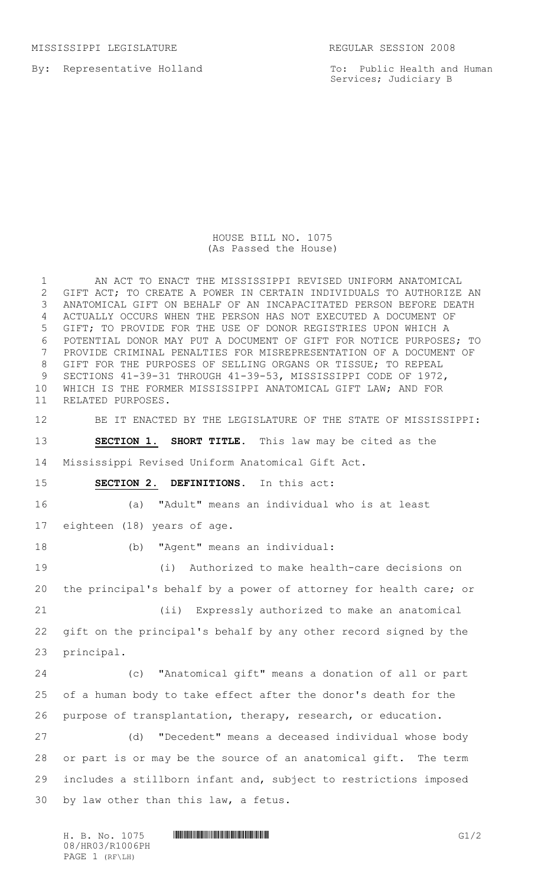MISSISSIPPI LEGISLATURE REGULAR SESSION 2008

By: Representative Holland

To: Public Health and Human Services; Judiciary B

HOUSE BILL NO. 1075
(As Passed the House)

AN ACT TO ENACT THE MISSISSIPPI REVISED UNIFORM ANATOMICAL GIFT ACT; TO CREATE A POWER IN CERTAIN INDIVIDUALS TO AUTHORIZE AN ANATOMICAL GIFT ON BEHALF OF AN INCAPACITATED PERSON BEFORE DEATH ACTUALLY OCCURS WHEN THE PERSON HAS NOT EXECUTED A DOCUMENT OF GIFT; TO PROVIDE FOR THE USE OF DONOR REGISTRIES UPON WHICH A POTENTIAL DONOR MAY PUT A DOCUMENT OF GIFT FOR NOTICE PURPOSES; TO PROVIDE CRIMINAL PENALTIES FOR MISREPRESENTATION OF A DOCUMENT OF GIFT FOR THE PURPOSES OF SELLING ORGANS OR TISSUE; TO REPEAL SECTIONS 41-39-31 THROUGH 41-39-53, MISSISSIPPI CODE OF 1972, WHICH IS THE FORMER MISSISSIPPI ANATOMICAL GIFT LAW; AND FOR RELATED PURPOSES.

BE IT ENACTED BY THE LEGISLATURE OF THE STATE OF MISSISSIPPI:

**SECTION 1. SHORT TITLE.** This law may be cited as the Mississippi Revised Uniform Anatomical Gift Act.

**SECTION 2. DEFINITIONS.** In this act:

(a) "Adult" means an individual who is at least eighteen (18) years of age.

(b) "Agent" means an individual:

(i) Authorized to make health-care decisions on the principal's behalf by a power of attorney for health care; or

(ii) Expressly authorized to make an anatomical gift on the principal's behalf by any other record signed by the principal.

(c) "Anatomical gift" means a donation of all or part of a human body to take effect after the donor's death for the purpose of transplantation, therapy, research, or education.

(d) "Decedent" means a deceased individual whose body or part is or may be the source of an anatomical gift. The term includes a stillborn infant and, subject to restrictions imposed by law other than this law, a fetus.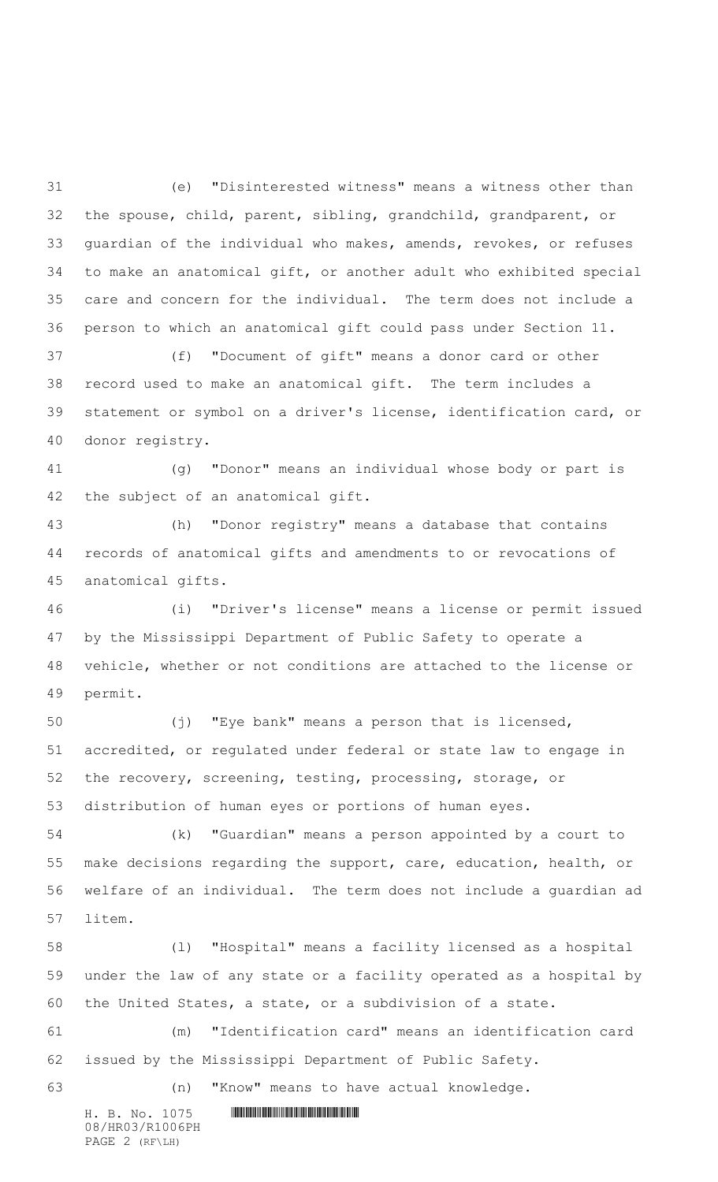(e) "Disinterested witness" means a witness other than the spouse, child, parent, sibling, grandchild, grandparent, or guardian of the individual who makes, amends, revokes, or refuses to make an anatomical gift, or another adult who exhibited special care and concern for the individual. The term does not include a person to which an anatomical gift could pass under Section 11.

(f) "Document of gift" means a donor card or other record used to make an anatomical gift. The term includes a statement or symbol on a driver's license, identification card, or donor registry.

(g) "Donor" means an individual whose body or part is the subject of an anatomical gift.

(h) "Donor registry" means a database that contains records of anatomical gifts and amendments to or revocations of anatomical gifts.

(i) "Driver's license" means a license or permit issued by the Mississippi Department of Public Safety to operate a vehicle, whether or not conditions are attached to the license or permit.

(j) "Eye bank" means a person that is licensed, accredited, or regulated under federal or state law to engage in the recovery, screening, testing, processing, storage, or distribution of human eyes or portions of human eyes.

(k) "Guardian" means a person appointed by a court to make decisions regarding the support, care, education, health, or welfare of an individual. The term does not include a guardian ad litem.

(l) "Hospital" means a facility licensed as a hospital under the law of any state or a facility operated as a hospital by the United States, a state, or a subdivision of a state.

(m) "Identification card" means an identification card issued by the Mississippi Department of Public Safety.

(n) "Know" means to have actual knowledge.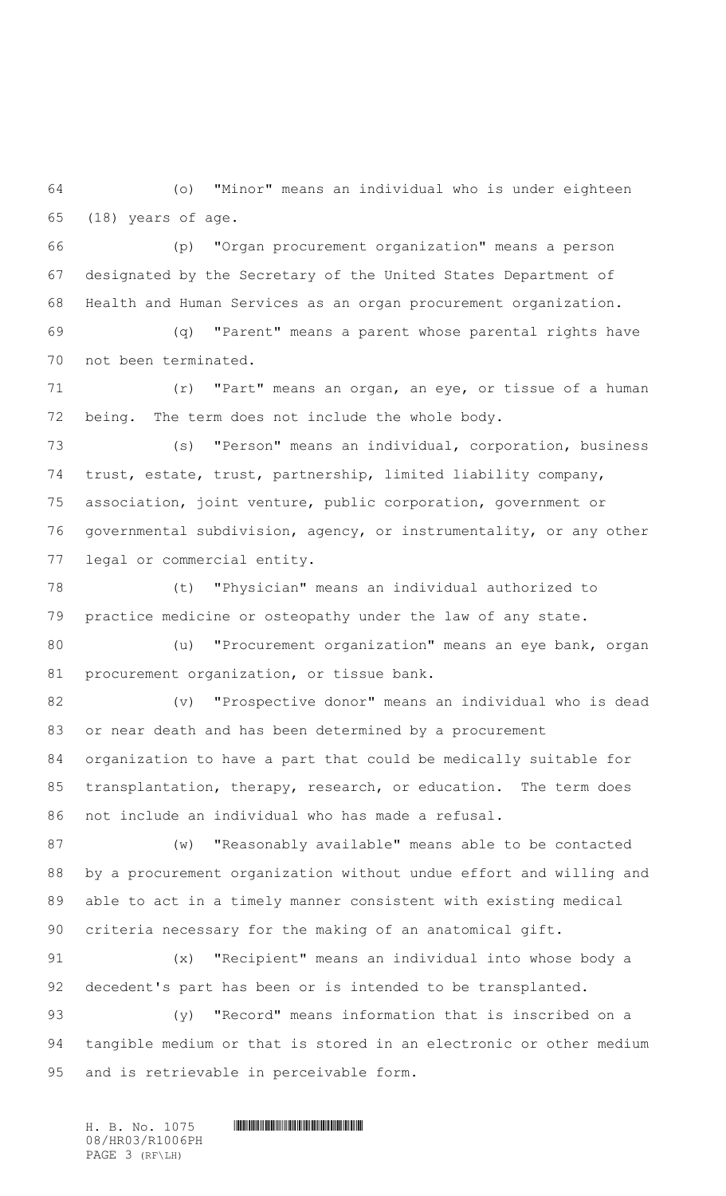(o) "Minor" means an individual who is under eighteen (18) years of age.

(p) "Organ procurement organization" means a person designated by the Secretary of the United States Department of Health and Human Services as an organ procurement organization.

(q) "Parent" means a parent whose parental rights have not been terminated.

(r) "Part" means an organ, an eye, or tissue of a human being. The term does not include the whole body.

(s) "Person" means an individual, corporation, business trust, estate, trust, partnership, limited liability company, association, joint venture, public corporation, government or governmental subdivision, agency, or instrumentality, or any other legal or commercial entity.

(t) "Physician" means an individual authorized to practice medicine or osteopathy under the law of any state.

(u) "Procurement organization" means an eye bank, organ procurement organization, or tissue bank.

(v) "Prospective donor" means an individual who is dead or near death and has been determined by a procurement organization to have a part that could be medically suitable for transplantation, therapy, research, or education. The term does not include an individual who has made a refusal.

(w) "Reasonably available" means able to be contacted by a procurement organization without undue effort and willing and able to act in a timely manner consistent with existing medical criteria necessary for the making of an anatomical gift.

(x) "Recipient" means an individual into whose body a decedent's part has been or is intended to be transplanted.

(y) "Record" means information that is inscribed on a tangible medium or that is stored in an electronic or other medium and is retrievable in perceivable form.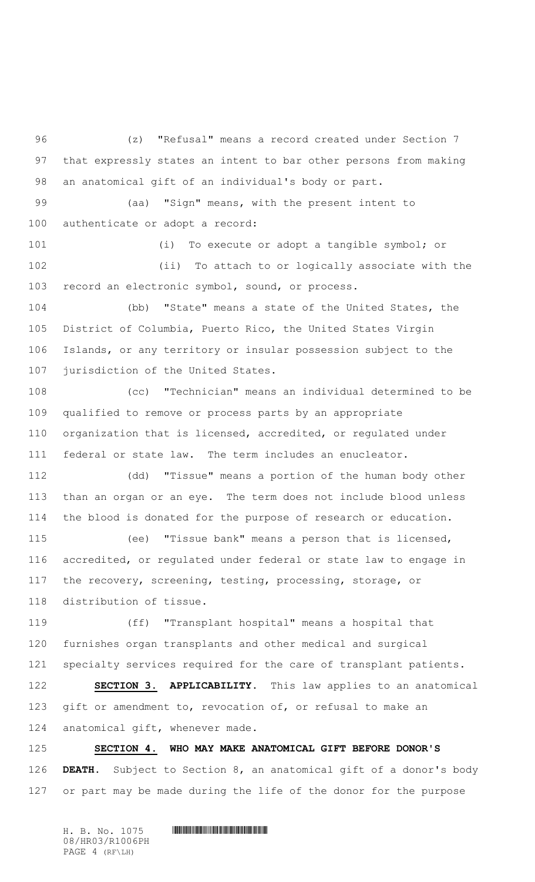(z) "Refusal" means a record created under Section 7 that expressly states an intent to bar other persons from making an anatomical gift of an individual's body or part.

(aa) "Sign" means, with the present intent to authenticate or adopt a record:

(i) To execute or adopt a tangible symbol; or

(ii) To attach to or logically associate with the record an electronic symbol, sound, or process.

(bb) "State" means a state of the United States, the District of Columbia, Puerto Rico, the United States Virgin Islands, or any territory or insular possession subject to the jurisdiction of the United States.

(cc) "Technician" means an individual determined to be qualified to remove or process parts by an appropriate organization that is licensed, accredited, or regulated under federal or state law. The term includes an enucleator.

(dd) "Tissue" means a portion of the human body other than an organ or an eye. The term does not include blood unless the blood is donated for the purpose of research or education.

(ee) "Tissue bank" means a person that is licensed, accredited, or regulated under federal or state law to engage in the recovery, screening, testing, processing, storage, or distribution of tissue.

(ff) "Transplant hospital" means a hospital that furnishes organ transplants and other medical and surgical specialty services required for the care of transplant patients.

**SECTION 3. APPLICABILITY.** This law applies to an anatomical gift or amendment to, revocation of, or refusal to make an anatomical gift, whenever made.

**SECTION 4. WHO MAY MAKE ANATOMICAL GIFT BEFORE DONOR'S DEATH.** Subject to Section 8, an anatomical gift of a donor's body or part may be made during the life of the donor for the purpose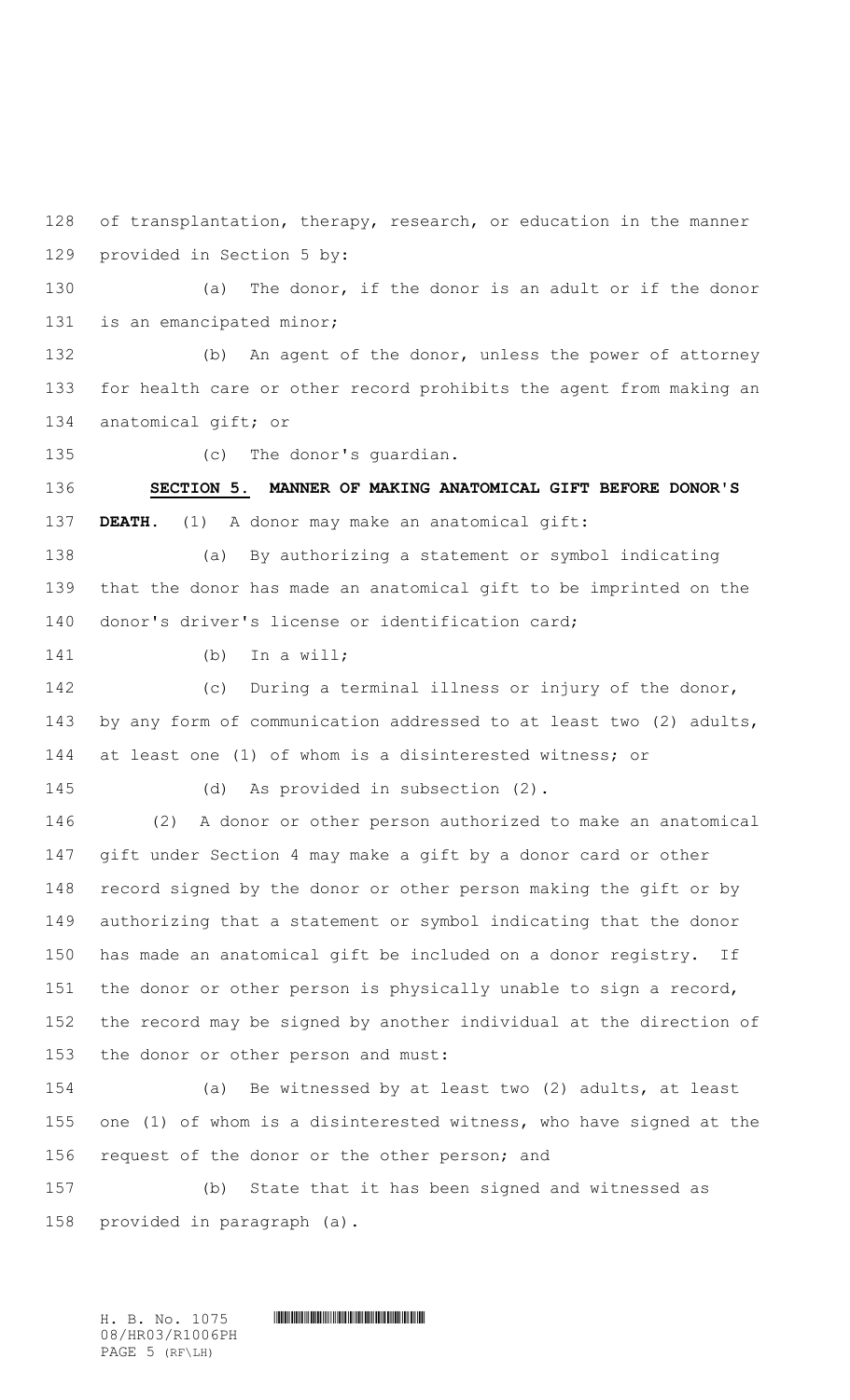of transplantation, therapy, research, or education in the manner provided in Section 5 by:

(a) The donor, if the donor is an adult or if the donor is an emancipated minor;

(b) An agent of the donor, unless the power of attorney for health care or other record prohibits the agent from making an anatomical gift; or

(c) The donor's guardian.

**SECTION 5.** **MANNER OF MAKING ANATOMICAL GIFT BEFORE DONOR'S DEATH.** (1) A donor may make an anatomical gift:

(a) By authorizing a statement or symbol indicating that the donor has made an anatomical gift to be imprinted on the donor's driver's license or identification card;

(b) In a will;

(c) During a terminal illness or injury of the donor, by any form of communication addressed to at least two (2) adults, at least one (1) of whom is a disinterested witness; or

(d) As provided in subsection (2).

(2) A donor or other person authorized to make an anatomical gift under Section 4 may make a gift by a donor card or other record signed by the donor or other person making the gift or by authorizing that a statement or symbol indicating that the donor has made an anatomical gift be included on a donor registry. If the donor or other person is physically unable to sign a record, the record may be signed by another individual at the direction of the donor or other person and must:

(a) Be witnessed by at least two (2) adults, at least one (1) of whom is a disinterested witness, who have signed at the request of the donor or the other person; and

(b) State that it has been signed and witnessed as provided in paragraph (a).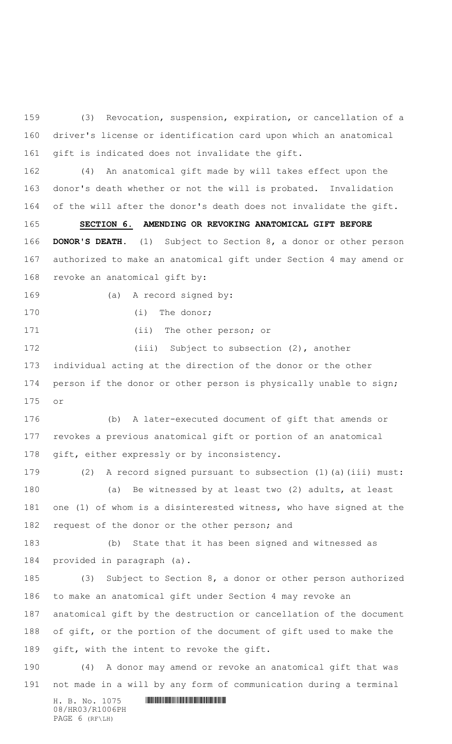(3) Revocation, suspension, expiration, or cancellation of a driver's license or identification card upon which an anatomical gift is indicated does not invalidate the gift.

(4) An anatomical gift made by will takes effect upon the donor's death whether or not the will is probated. Invalidation of the will after the donor's death does not invalidate the gift.

**SECTION 6. AMENDING OR REVOKING ANATOMICAL GIFT BEFORE DONOR'S DEATH.** (1) Subject to Section 8, a donor or other person authorized to make an anatomical gift under Section 4 may amend or revoke an anatomical gift by:

(a) A record signed by:

(i) The donor;

(ii) The other person; or

(iii) Subject to subsection (2), another individual acting at the direction of the donor or the other person if the donor or other person is physically unable to sign; or

(b) A later-executed document of gift that amends or revokes a previous anatomical gift or portion of an anatomical gift, either expressly or by inconsistency.

(2) A record signed pursuant to subsection (1)(a)(iii) must:

(a) Be witnessed by at least two (2) adults, at least one (1) of whom is a disinterested witness, who have signed at the request of the donor or the other person; and

(b) State that it has been signed and witnessed as provided in paragraph (a).

(3) Subject to Section 8, a donor or other person authorized to make an anatomical gift under Section 4 may revoke an anatomical gift by the destruction or cancellation of the document of gift, or the portion of the document of gift used to make the gift, with the intent to revoke the gift.

(4) A donor may amend or revoke an anatomical gift that was not made in a will by any form of communication during a terminal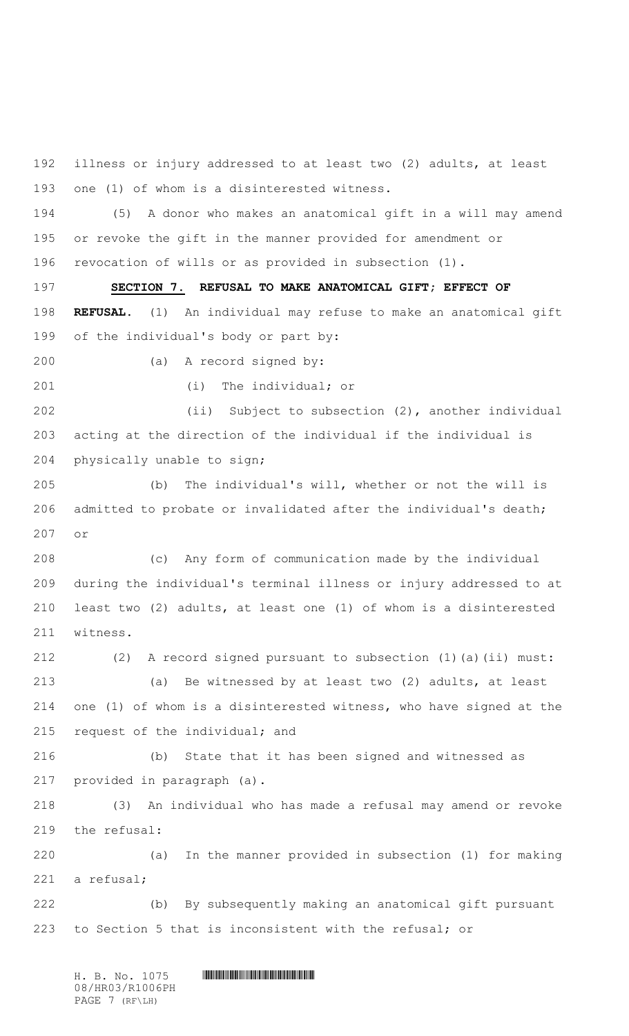illness or injury addressed to at least two (2) adults, at least one (1) of whom is a disinterested witness.

(5) A donor who makes an anatomical gift in a will may amend or revoke the gift in the manner provided for amendment or revocation of wills or as provided in subsection (1).

**SECTION 7. REFUSAL TO MAKE ANATOMICAL GIFT; EFFECT OF REFUSAL.** (1) An individual may refuse to make an anatomical gift of the individual's body or part by:

(a) A record signed by:

(i) The individual; or

(ii) Subject to subsection (2), another individual acting at the direction of the individual if the individual is physically unable to sign;

(b) The individual's will, whether or not the will is admitted to probate or invalidated after the individual's death; or

(c) Any form of communication made by the individual during the individual's terminal illness or injury addressed to at least two (2) adults, at least one (1) of whom is a disinterested witness.

(2) A record signed pursuant to subsection (1)(a)(ii) must:

(a) Be witnessed by at least two (2) adults, at least one (1) of whom is a disinterested witness, who have signed at the request of the individual; and

(b) State that it has been signed and witnessed as provided in paragraph (a).

(3) An individual who has made a refusal may amend or revoke the refusal:

(a) In the manner provided in subsection (1) for making a refusal;

(b) By subsequently making an anatomical gift pursuant to Section 5 that is inconsistent with the refusal; or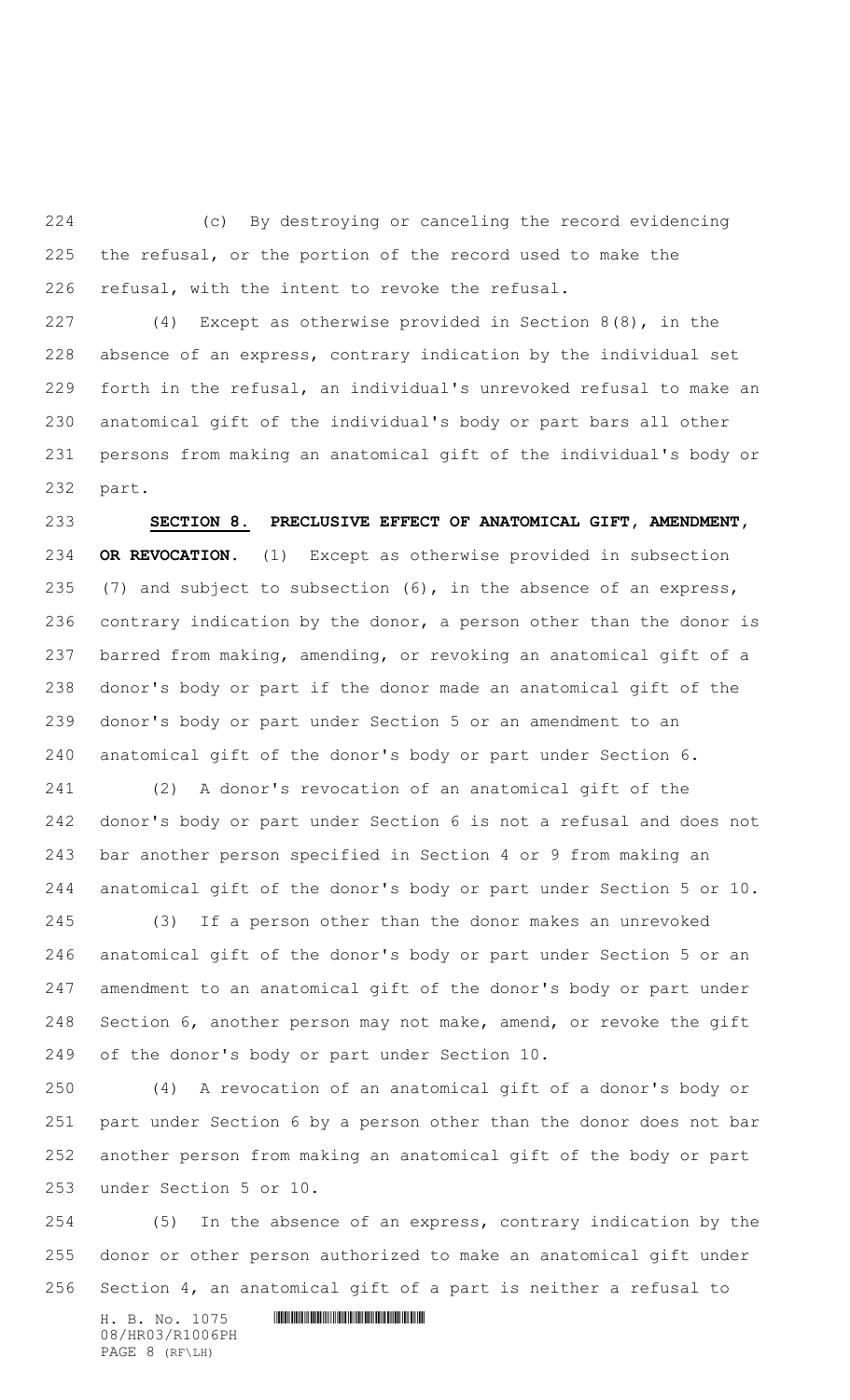(c) By destroying or canceling the record evidencing the refusal, or the portion of the record used to make the refusal, with the intent to revoke the refusal.

(4) Except as otherwise provided in Section 8(8), in the absence of an express, contrary indication by the individual set forth in the refusal, an individual's unrevoked refusal to make an anatomical gift of the individual's body or part bars all other persons from making an anatomical gift of the individual's body or part.

**SECTION 8. PRECLUSIVE EFFECT OF ANATOMICAL GIFT, AMENDMENT, OR REVOCATION.** (1) Except as otherwise provided in subsection (7) and subject to subsection (6), in the absence of an express, contrary indication by the donor, a person other than the donor is barred from making, amending, or revoking an anatomical gift of a donor's body or part if the donor made an anatomical gift of the donor's body or part under Section 5 or an amendment to an anatomical gift of the donor's body or part under Section 6.

(2) A donor's revocation of an anatomical gift of the donor's body or part under Section 6 is not a refusal and does not bar another person specified in Section 4 or 9 from making an anatomical gift of the donor's body or part under Section 5 or 10.

(3) If a person other than the donor makes an unrevoked anatomical gift of the donor's body or part under Section 5 or an amendment to an anatomical gift of the donor's body or part under Section 6, another person may not make, amend, or revoke the gift of the donor's body or part under Section 10.

(4) A revocation of an anatomical gift of a donor's body or part under Section 6 by a person other than the donor does not bar another person from making an anatomical gift of the body or part under Section 5 or 10.

(5) In the absence of an express, contrary indication by the donor or other person authorized to make an anatomical gift under Section 4, an anatomical gift of a part is neither a refusal to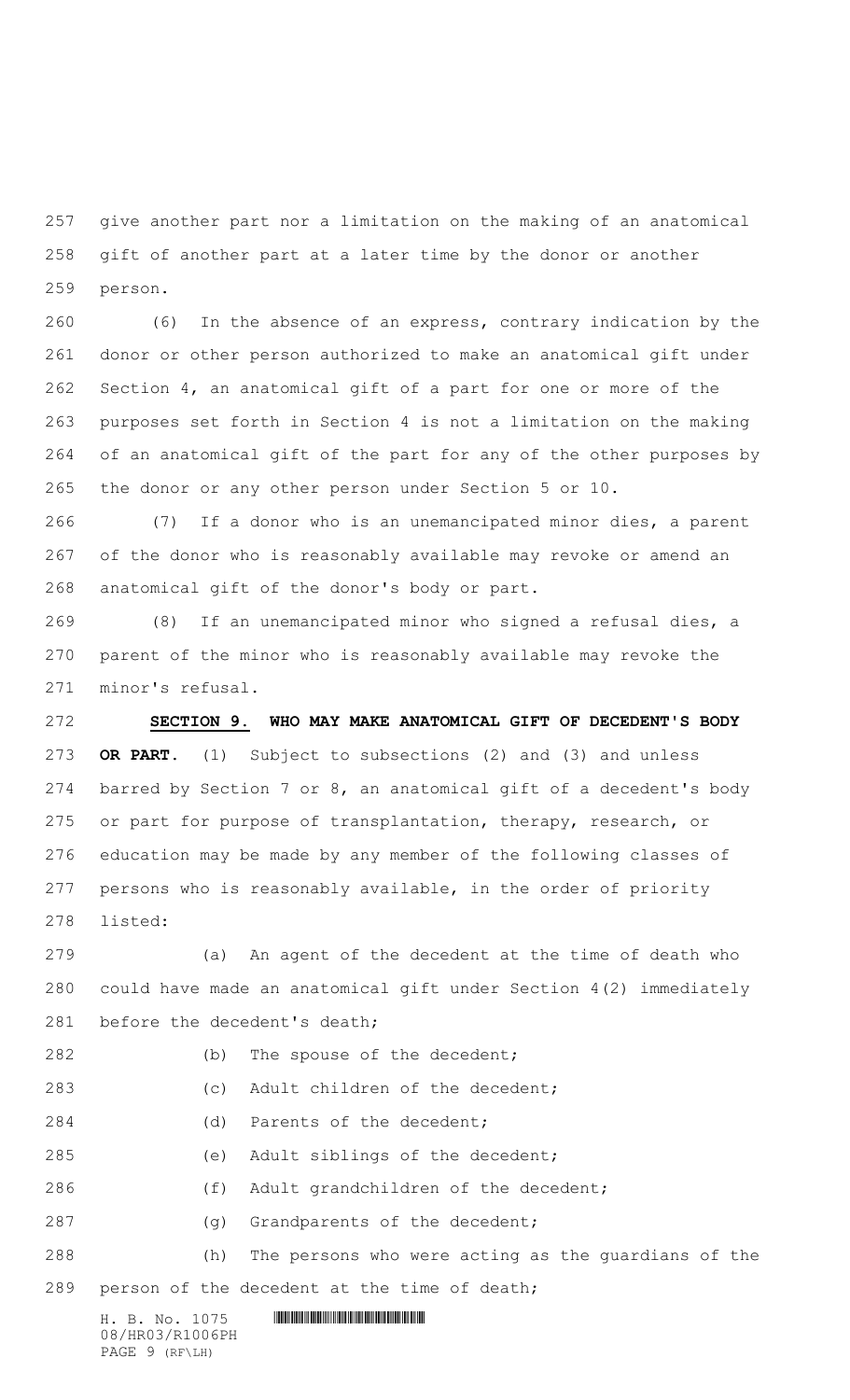give another part nor a limitation on the making of an anatomical gift of another part at a later time by the donor or another person.

(6) In the absence of an express, contrary indication by the donor or other person authorized to make an anatomical gift under Section 4, an anatomical gift of a part for one or more of the purposes set forth in Section 4 is not a limitation on the making of an anatomical gift of the part for any of the other purposes by the donor or any other person under Section 5 or 10.

(7) If a donor who is an unemancipated minor dies, a parent of the donor who is reasonably available may revoke or amend an anatomical gift of the donor's body or part.

(8) If an unemancipated minor who signed a refusal dies, a parent of the minor who is reasonably available may revoke the minor's refusal.

**SECTION 9. WHO MAY MAKE ANATOMICAL GIFT OF DECEDENT'S BODY OR PART.** (1) Subject to subsections (2) and (3) and unless barred by Section 7 or 8, an anatomical gift of a decedent's body or part for purpose of transplantation, therapy, research, or education may be made by any member of the following classes of persons who is reasonably available, in the order of priority listed:

(a) An agent of the decedent at the time of death who could have made an anatomical gift under Section 4(2) immediately before the decedent's death;

(b) The spouse of the decedent;

(c) Adult children of the decedent;

(d) Parents of the decedent;

(e) Adult siblings of the decedent;

(f) Adult grandchildren of the decedent;

(g) Grandparents of the decedent;

(h) The persons who were acting as the guardians of the person of the decedent at the time of death;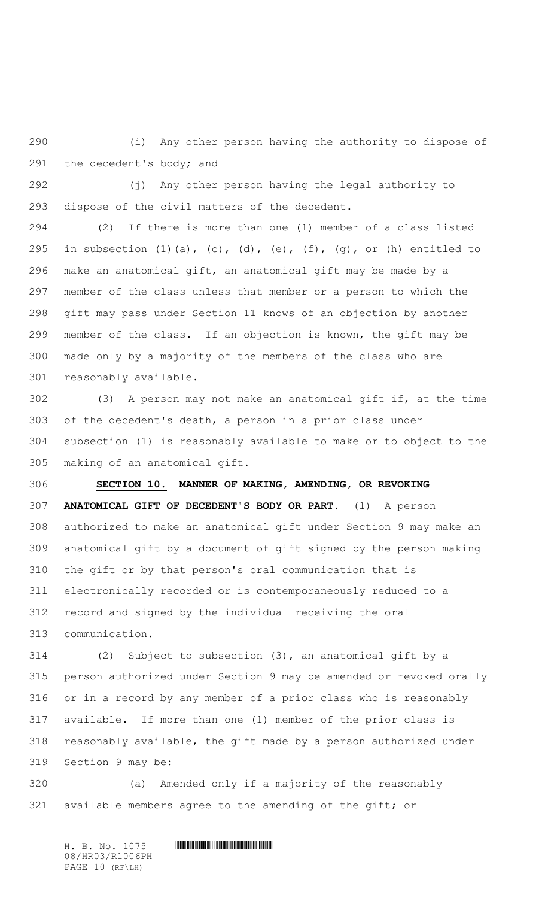(i) Any other person having the authority to dispose of the decedent's body; and

(j) Any other person having the legal authority to dispose of the civil matters of the decedent.

(2) If there is more than one (1) member of a class listed in subsection (1)(a), (c), (d), (e), (f), (g), or (h) entitled to make an anatomical gift, an anatomical gift may be made by a member of the class unless that member or a person to which the gift may pass under Section 11 knows of an objection by another member of the class. If an objection is known, the gift may be made only by a majority of the members of the class who are reasonably available.

(3) A person may not make an anatomical gift if, at the time of the decedent's death, a person in a prior class under subsection (1) is reasonably available to make or to object to the making of an anatomical gift.

**SECTION 10. MANNER OF MAKING, AMENDING, OR REVOKING ANATOMICAL GIFT OF DECEDENT'S BODY OR PART.** (1) A person authorized to make an anatomical gift under Section 9 may make an anatomical gift by a document of gift signed by the person making the gift or by that person's oral communication that is electronically recorded or is contemporaneously reduced to a record and signed by the individual receiving the oral communication.

(2) Subject to subsection (3), an anatomical gift by a person authorized under Section 9 may be amended or revoked orally or in a record by any member of a prior class who is reasonably available. If more than one (1) member of the prior class is reasonably available, the gift made by a person authorized under Section 9 may be:

(a) Amended only if a majority of the reasonably available members agree to the amending of the gift; or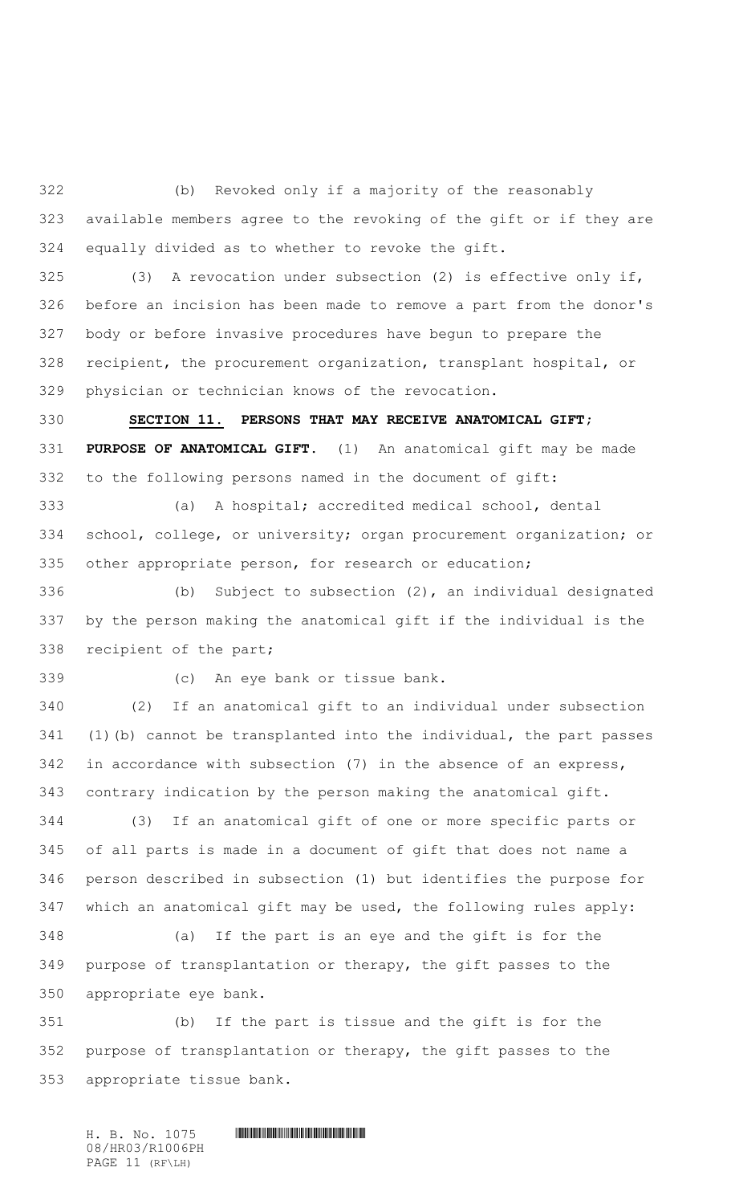(b) Revoked only if a majority of the reasonably available members agree to the revoking of the gift or if they are equally divided as to whether to revoke the gift.

(3) A revocation under subsection (2) is effective only if, before an incision has been made to remove a part from the donor's body or before invasive procedures have begun to prepare the recipient, the procurement organization, transplant hospital, or physician or technician knows of the revocation.

**SECTION 11. PERSONS THAT MAY RECEIVE ANATOMICAL GIFT; PURPOSE OF ANATOMICAL GIFT.** (1) An anatomical gift may be made to the following persons named in the document of gift:

(a) A hospital; accredited medical school, dental school, college, or university; organ procurement organization; or other appropriate person, for research or education;

(b) Subject to subsection (2), an individual designated by the person making the anatomical gift if the individual is the recipient of the part;

(c) An eye bank or tissue bank.

(2) If an anatomical gift to an individual under subsection (1)(b) cannot be transplanted into the individual, the part passes in accordance with subsection (7) in the absence of an express, contrary indication by the person making the anatomical gift.

(3) If an anatomical gift of one or more specific parts or of all parts is made in a document of gift that does not name a person described in subsection (1) but identifies the purpose for which an anatomical gift may be used, the following rules apply:

(a) If the part is an eye and the gift is for the purpose of transplantation or therapy, the gift passes to the appropriate eye bank.

(b) If the part is tissue and the gift is for the purpose of transplantation or therapy, the gift passes to the appropriate tissue bank.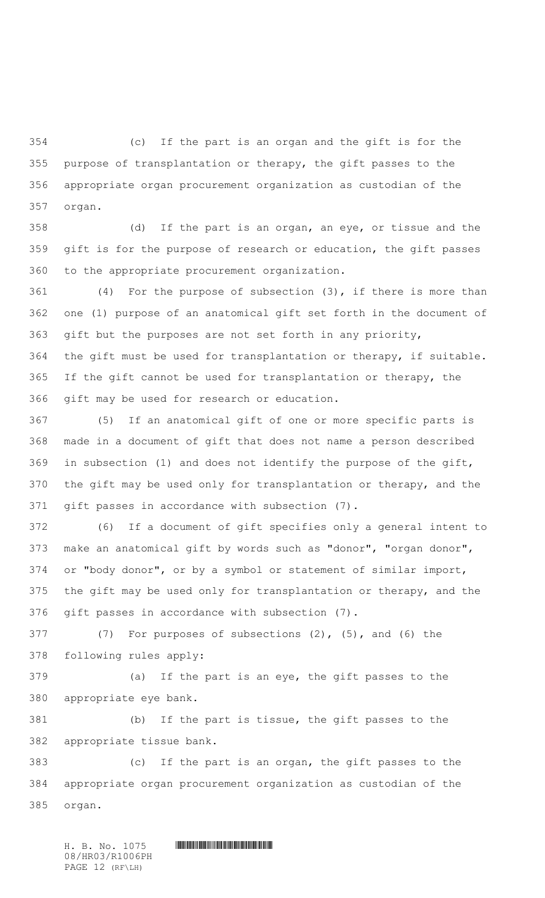(c) If the part is an organ and the gift is for the purpose of transplantation or therapy, the gift passes to the appropriate organ procurement organization as custodian of the organ.

(d) If the part is an organ, an eye, or tissue and the gift is for the purpose of research or education, the gift passes to the appropriate procurement organization.

(4) For the purpose of subsection (3), if there is more than one (1) purpose of an anatomical gift set forth in the document of gift but the purposes are not set forth in any priority, the gift must be used for transplantation or therapy, if suitable. If the gift cannot be used for transplantation or therapy, the gift may be used for research or education.

(5) If an anatomical gift of one or more specific parts is made in a document of gift that does not name a person described in subsection (1) and does not identify the purpose of the gift, the gift may be used only for transplantation or therapy, and the gift passes in accordance with subsection (7).

(6) If a document of gift specifies only a general intent to make an anatomical gift by words such as "donor", "organ donor", or "body donor", or by a symbol or statement of similar import, the gift may be used only for transplantation or therapy, and the gift passes in accordance with subsection (7).

(7) For purposes of subsections (2), (5), and (6) the following rules apply:

(a) If the part is an eye, the gift passes to the appropriate eye bank.

(b) If the part is tissue, the gift passes to the appropriate tissue bank.

(c) If the part is an organ, the gift passes to the appropriate organ procurement organization as custodian of the organ.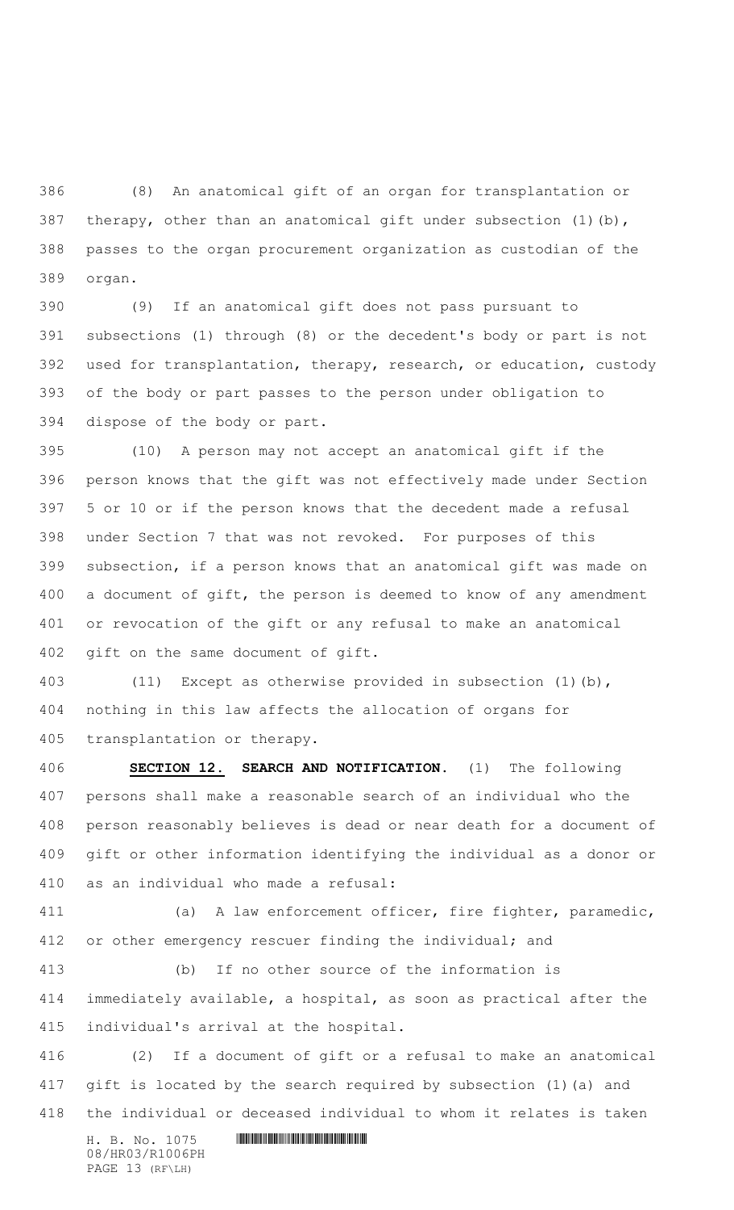(8) An anatomical gift of an organ for transplantation or therapy, other than an anatomical gift under subsection (1)(b), passes to the organ procurement organization as custodian of the organ.

(9) If an anatomical gift does not pass pursuant to subsections (1) through (8) or the decedent's body or part is not used for transplantation, therapy, research, or education, custody of the body or part passes to the person under obligation to dispose of the body or part.

(10) A person may not accept an anatomical gift if the person knows that the gift was not effectively made under Section 5 or 10 or if the person knows that the decedent made a refusal under Section 7 that was not revoked. For purposes of this subsection, if a person knows that an anatomical gift was made on a document of gift, the person is deemed to know of any amendment or revocation of the gift or any refusal to make an anatomical gift on the same document of gift.

(11) Except as otherwise provided in subsection (1)(b), nothing in this law affects the allocation of organs for transplantation or therapy.

**SECTION 12. SEARCH AND NOTIFICATION.** (1) The following persons shall make a reasonable search of an individual who the person reasonably believes is dead or near death for a document of gift or other information identifying the individual as a donor or as an individual who made a refusal:

(a) A law enforcement officer, fire fighter, paramedic, or other emergency rescuer finding the individual; and

(b) If no other source of the information is immediately available, a hospital, as soon as practical after the individual's arrival at the hospital.

(2) If a document of gift or a refusal to make an anatomical gift is located by the search required by subsection (1)(a) and the individual or deceased individual to whom it relates is taken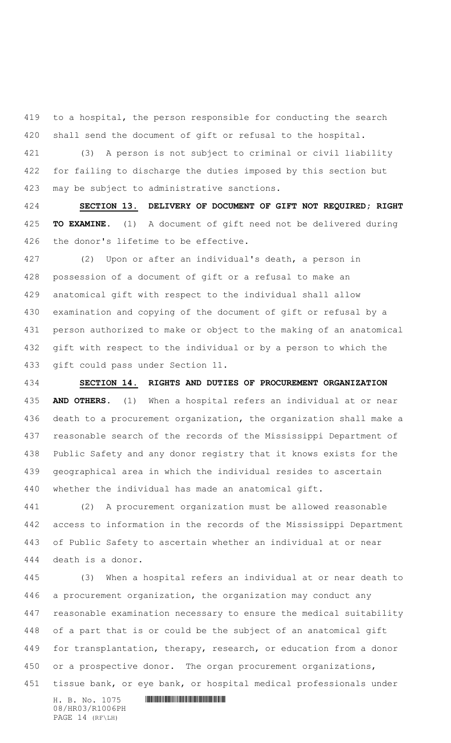to a hospital, the person responsible for conducting the search shall send the document of gift or refusal to the hospital.

(3) A person is not subject to criminal or civil liability for failing to discharge the duties imposed by this section but may be subject to administrative sanctions.

**SECTION 13. DELIVERY OF DOCUMENT OF GIFT NOT REQUIRED; RIGHT TO EXAMINE.** (1) A document of gift need not be delivered during the donor's lifetime to be effective.

(2) Upon or after an individual's death, a person in possession of a document of gift or a refusal to make an anatomical gift with respect to the individual shall allow examination and copying of the document of gift or refusal by a person authorized to make or object to the making of an anatomical gift with respect to the individual or by a person to which the gift could pass under Section 11.

**SECTION 14. RIGHTS AND DUTIES OF PROCUREMENT ORGANIZATION AND OTHERS.** (1) When a hospital refers an individual at or near death to a procurement organization, the organization shall make a reasonable search of the records of the Mississippi Department of Public Safety and any donor registry that it knows exists for the geographical area in which the individual resides to ascertain whether the individual has made an anatomical gift.

(2) A procurement organization must be allowed reasonable access to information in the records of the Mississippi Department of Public Safety to ascertain whether an individual at or near death is a donor.

(3) When a hospital refers an individual at or near death to a procurement organization, the organization may conduct any reasonable examination necessary to ensure the medical suitability of a part that is or could be the subject of an anatomical gift for transplantation, therapy, research, or education from a donor or a prospective donor. The organ procurement organizations, tissue bank, or eye bank, or hospital medical professionals under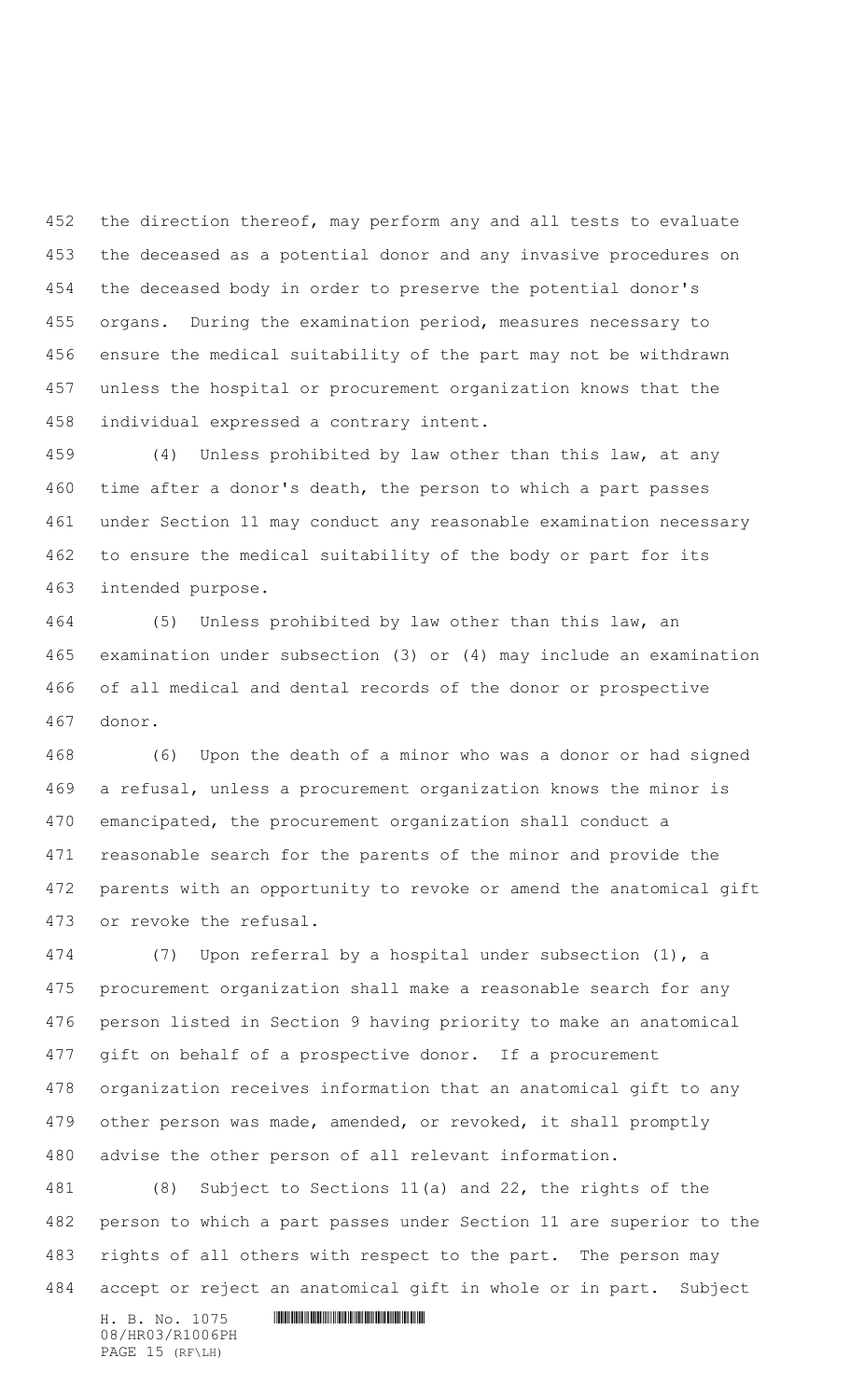the direction thereof, may perform any and all tests to evaluate the deceased as a potential donor and any invasive procedures on the deceased body in order to preserve the potential donor's organs. During the examination period, measures necessary to ensure the medical suitability of the part may not be withdrawn unless the hospital or procurement organization knows that the individual expressed a contrary intent.

(4) Unless prohibited by law other than this law, at any time after a donor's death, the person to which a part passes under Section 11 may conduct any reasonable examination necessary to ensure the medical suitability of the body or part for its intended purpose.

(5) Unless prohibited by law other than this law, an examination under subsection (3) or (4) may include an examination of all medical and dental records of the donor or prospective donor.

(6) Upon the death of a minor who was a donor or had signed a refusal, unless a procurement organization knows the minor is emancipated, the procurement organization shall conduct a reasonable search for the parents of the minor and provide the parents with an opportunity to revoke or amend the anatomical gift or revoke the refusal.

(7) Upon referral by a hospital under subsection (1), a procurement organization shall make a reasonable search for any person listed in Section 9 having priority to make an anatomical gift on behalf of a prospective donor. If a procurement organization receives information that an anatomical gift to any other person was made, amended, or revoked, it shall promptly advise the other person of all relevant information.

(8) Subject to Sections 11(a) and 22, the rights of the person to which a part passes under Section 11 are superior to the rights of all others with respect to the part. The person may accept or reject an anatomical gift in whole or in part. Subject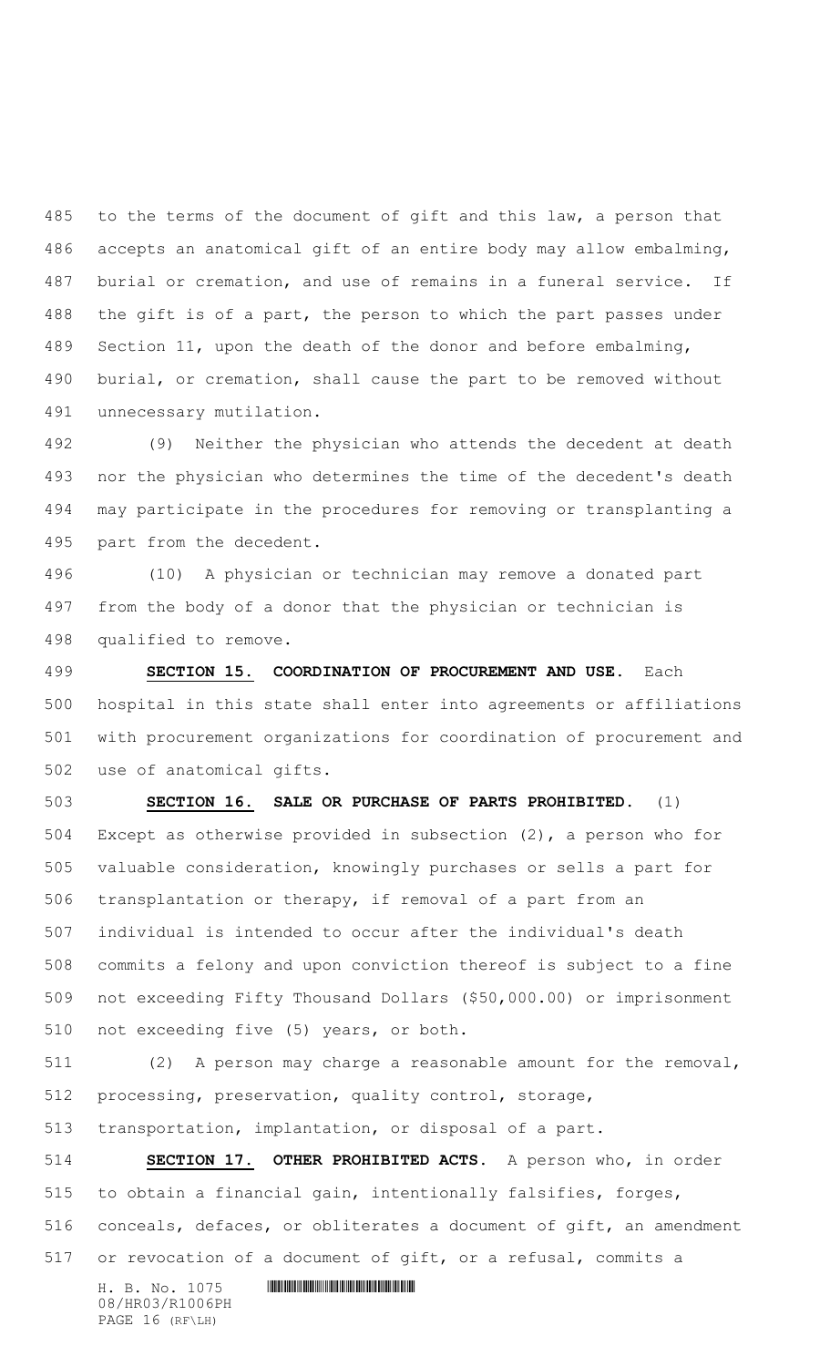to the terms of the document of gift and this law, a person that accepts an anatomical gift of an entire body may allow embalming, burial or cremation, and use of remains in a funeral service. If the gift is of a part, the person to which the part passes under Section 11, upon the death of the donor and before embalming, burial, or cremation, shall cause the part to be removed without unnecessary mutilation.

(9) Neither the physician who attends the decedent at death nor the physician who determines the time of the decedent's death may participate in the procedures for removing or transplanting a part from the decedent.

(10) A physician or technician may remove a donated part from the body of a donor that the physician or technician is qualified to remove.

**SECTION 15. COORDINATION OF PROCUREMENT AND USE.** Each hospital in this state shall enter into agreements or affiliations with procurement organizations for coordination of procurement and use of anatomical gifts.

**SECTION 16. SALE OR PURCHASE OF PARTS PROHIBITED.** (1) Except as otherwise provided in subsection (2), a person who for valuable consideration, knowingly purchases or sells a part for transplantation or therapy, if removal of a part from an individual is intended to occur after the individual's death commits a felony and upon conviction thereof is subject to a fine not exceeding Fifty Thousand Dollars ($50,000.00) or imprisonment not exceeding five (5) years, or both.

(2) A person may charge a reasonable amount for the removal, processing, preservation, quality control, storage, transportation, implantation, or disposal of a part.

**SECTION 17. OTHER PROHIBITED ACTS.** A person who, in order to obtain a financial gain, intentionally falsifies, forges, conceals, defaces, or obliterates a document of gift, an amendment or revocation of a document of gift, or a refusal, commits a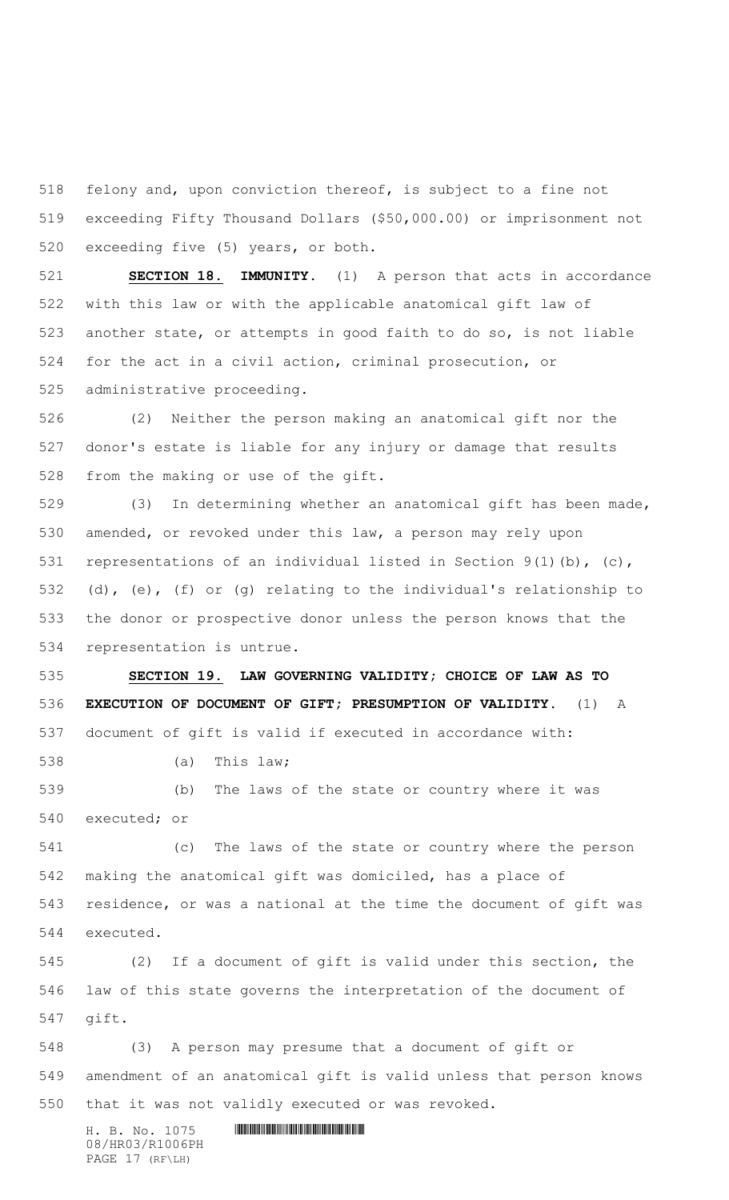felony and, upon conviction thereof, is subject to a fine not exceeding Fifty Thousand Dollars ($50,000.00) or imprisonment not exceeding five (5) years, or both.

**SECTION 18. IMMUNITY.** (1) A person that acts in accordance with this law or with the applicable anatomical gift law of another state, or attempts in good faith to do so, is not liable for the act in a civil action, criminal prosecution, or administrative proceeding.

(2) Neither the person making an anatomical gift nor the donor's estate is liable for any injury or damage that results from the making or use of the gift.

(3) In determining whether an anatomical gift has been made, amended, or revoked under this law, a person may rely upon representations of an individual listed in Section 9(1)(b), (c), (d), (e), (f) or (g) relating to the individual's relationship to the donor or prospective donor unless the person knows that the representation is untrue.

**SECTION 19. LAW GOVERNING VALIDITY; CHOICE OF LAW AS TO EXECUTION OF DOCUMENT OF GIFT; PRESUMPTION OF VALIDITY.** (1) A document of gift is valid if executed in accordance with:

(a) This law;

(b) The laws of the state or country where it was executed; or

(c) The laws of the state or country where the person making the anatomical gift was domiciled, has a place of residence, or was a national at the time the document of gift was executed.

(2) If a document of gift is valid under this section, the law of this state governs the interpretation of the document of gift.

(3) A person may presume that a document of gift or amendment of an anatomical gift is valid unless that person knows that it was not validly executed or was revoked.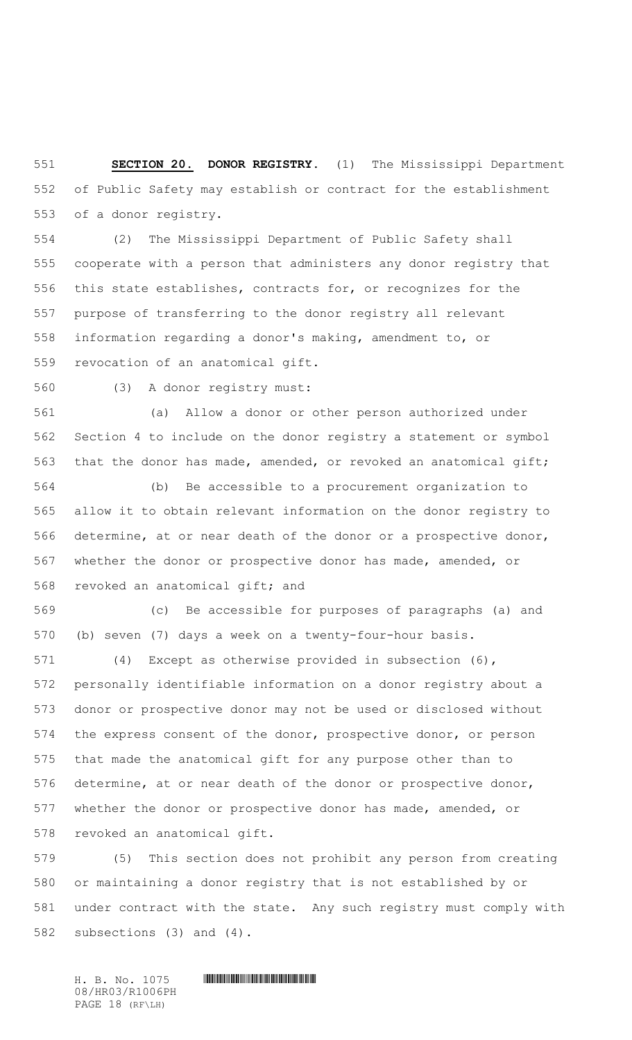**SECTION 20. DONOR REGISTRY.** (1) The Mississippi Department of Public Safety may establish or contract for the establishment of a donor registry.

(2) The Mississippi Department of Public Safety shall cooperate with a person that administers any donor registry that this state establishes, contracts for, or recognizes for the purpose of transferring to the donor registry all relevant information regarding a donor's making, amendment to, or revocation of an anatomical gift.

(3) A donor registry must:

(a) Allow a donor or other person authorized under Section 4 to include on the donor registry a statement or symbol that the donor has made, amended, or revoked an anatomical gift;

(b) Be accessible to a procurement organization to allow it to obtain relevant information on the donor registry to determine, at or near death of the donor or a prospective donor, whether the donor or prospective donor has made, amended, or revoked an anatomical gift; and

(c) Be accessible for purposes of paragraphs (a) and (b) seven (7) days a week on a twenty-four-hour basis.

(4) Except as otherwise provided in subsection (6), personally identifiable information on a donor registry about a donor or prospective donor may not be used or disclosed without the express consent of the donor, prospective donor, or person that made the anatomical gift for any purpose other than to determine, at or near death of the donor or prospective donor, whether the donor or prospective donor has made, amended, or revoked an anatomical gift.

(5) This section does not prohibit any person from creating or maintaining a donor registry that is not established by or under contract with the state. Any such registry must comply with subsections (3) and (4).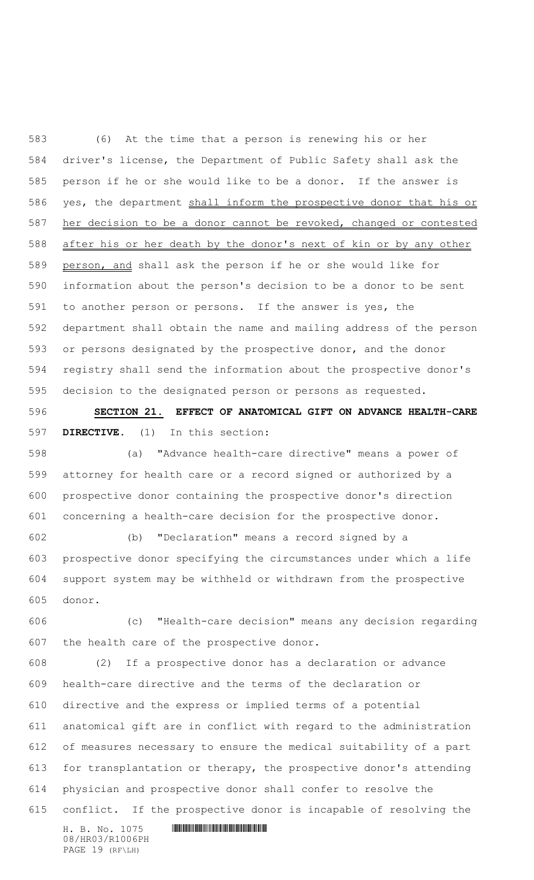(6) At the time that a person is renewing his or her driver's license, the Department of Public Safety shall ask the person if he or she would like to be a donor. If the answer is yes, the department <u>shall inform the prospective donor that his or her decision to be a donor cannot be revoked, changed or contested after his or her death by the donor's next of kin or by any other person, and</u> shall ask the person if he or she would like for information about the person's decision to be a donor to be sent to another person or persons. If the answer is yes, the department shall obtain the name and mailing address of the person or persons designated by the prospective donor, and the donor registry shall send the information about the prospective donor's decision to the designated person or persons as requested.

**SECTION 21. EFFECT OF ANATOMICAL GIFT ON ADVANCE HEALTH-CARE DIRECTIVE.** (1) In this section:

(a) "Advance health-care directive" means a power of attorney for health care or a record signed or authorized by a prospective donor containing the prospective donor's direction concerning a health-care decision for the prospective donor.

(b) "Declaration" means a record signed by a prospective donor specifying the circumstances under which a life support system may be withheld or withdrawn from the prospective donor.

(c) "Health-care decision" means any decision regarding the health care of the prospective donor.

(2) If a prospective donor has a declaration or advance health-care directive and the terms of the declaration or directive and the express or implied terms of a potential anatomical gift are in conflict with regard to the administration of measures necessary to ensure the medical suitability of a part for transplantation or therapy, the prospective donor's attending physician and prospective donor shall confer to resolve the conflict. If the prospective donor is incapable of resolving the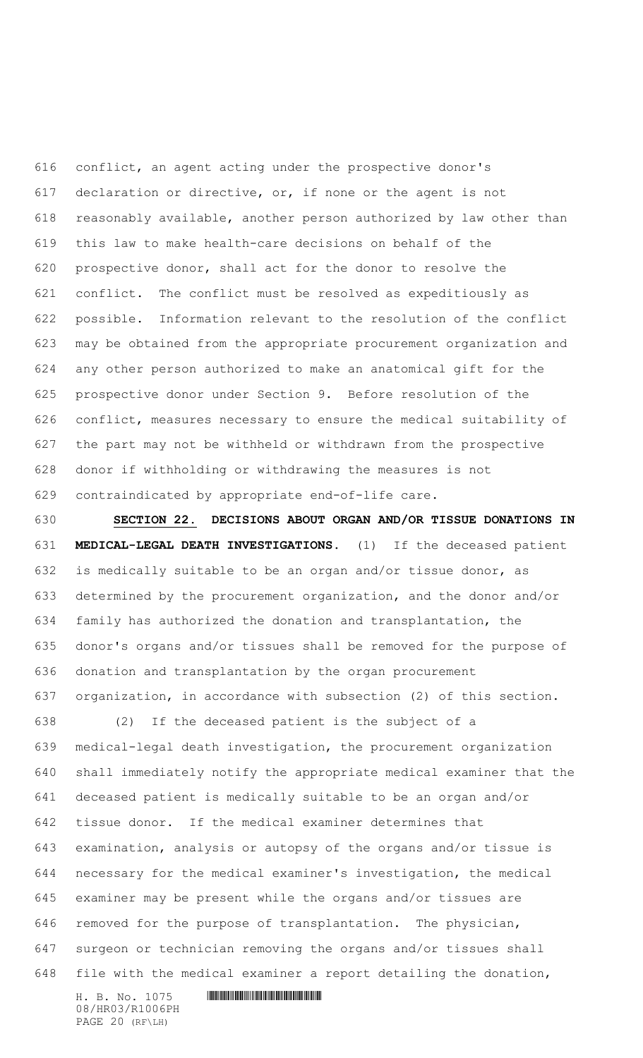conflict, an agent acting under the prospective donor's declaration or directive, or, if none or the agent is not reasonably available, another person authorized by law other than this law to make health-care decisions on behalf of the prospective donor, shall act for the donor to resolve the conflict. The conflict must be resolved as expeditiously as possible. Information relevant to the resolution of the conflict may be obtained from the appropriate procurement organization and any other person authorized to make an anatomical gift for the prospective donor under Section 9. Before resolution of the conflict, measures necessary to ensure the medical suitability of the part may not be withheld or withdrawn from the prospective donor if withholding or withdrawing the measures is not contraindicated by appropriate end-of-life care.

**SECTION 22. DECISIONS ABOUT ORGAN AND/OR TISSUE DONATIONS IN MEDICAL-LEGAL DEATH INVESTIGATIONS.** (1) If the deceased patient is medically suitable to be an organ and/or tissue donor, as determined by the procurement organization, and the donor and/or family has authorized the donation and transplantation, the donor's organs and/or tissues shall be removed for the purpose of donation and transplantation by the organ procurement organization, in accordance with subsection (2) of this section.

(2) If the deceased patient is the subject of a medical-legal death investigation, the procurement organization shall immediately notify the appropriate medical examiner that the deceased patient is medically suitable to be an organ and/or tissue donor. If the medical examiner determines that examination, analysis or autopsy of the organs and/or tissue is necessary for the medical examiner's investigation, the medical examiner may be present while the organs and/or tissues are removed for the purpose of transplantation. The physician, surgeon or technician removing the organs and/or tissues shall file with the medical examiner a report detailing the donation,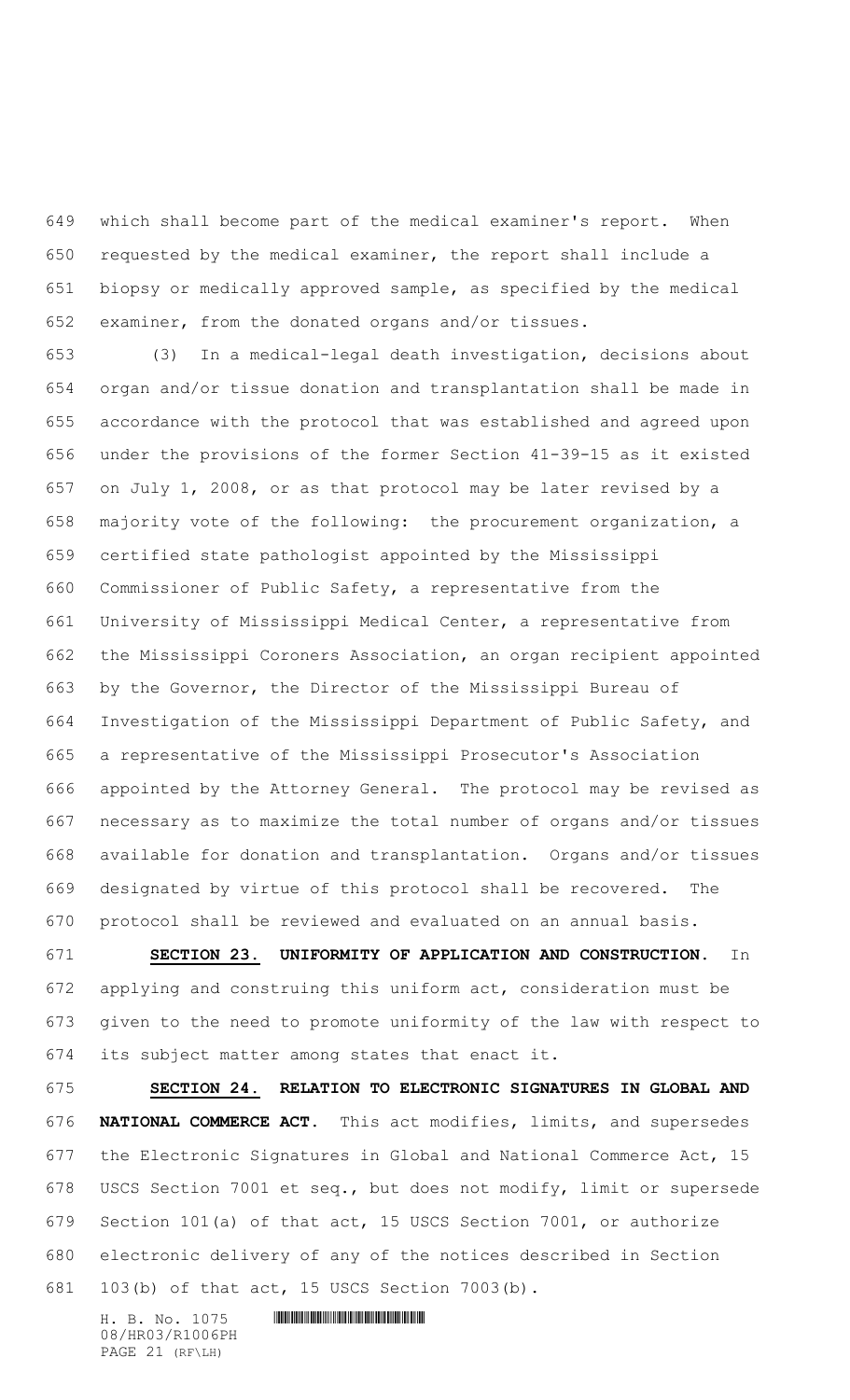which shall become part of the medical examiner's report. When requested by the medical examiner, the report shall include a biopsy or medically approved sample, as specified by the medical examiner, from the donated organs and/or tissues.

(3) In a medical-legal death investigation, decisions about organ and/or tissue donation and transplantation shall be made in accordance with the protocol that was established and agreed upon under the provisions of the former Section 41-39-15 as it existed on July 1, 2008, or as that protocol may be later revised by a majority vote of the following: the procurement organization, a certified state pathologist appointed by the Mississippi Commissioner of Public Safety, a representative from the University of Mississippi Medical Center, a representative from the Mississippi Coroners Association, an organ recipient appointed by the Governor, the Director of the Mississippi Bureau of Investigation of the Mississippi Department of Public Safety, and a representative of the Mississippi Prosecutor's Association appointed by the Attorney General. The protocol may be revised as necessary as to maximize the total number of organs and/or tissues available for donation and transplantation. Organs and/or tissues designated by virtue of this protocol shall be recovered. The protocol shall be reviewed and evaluated on an annual basis.

**SECTION 23. UNIFORMITY OF APPLICATION AND CONSTRUCTION.** In applying and construing this uniform act, consideration must be given to the need to promote uniformity of the law with respect to its subject matter among states that enact it.

**SECTION 24. RELATION TO ELECTRONIC SIGNATURES IN GLOBAL AND NATIONAL COMMERCE ACT.** This act modifies, limits, and supersedes the Electronic Signatures in Global and National Commerce Act, 15 USCS Section 7001 et seq., but does not modify, limit or supersede Section 101(a) of that act, 15 USCS Section 7001, or authorize electronic delivery of any of the notices described in Section 103(b) of that act, 15 USCS Section 7003(b).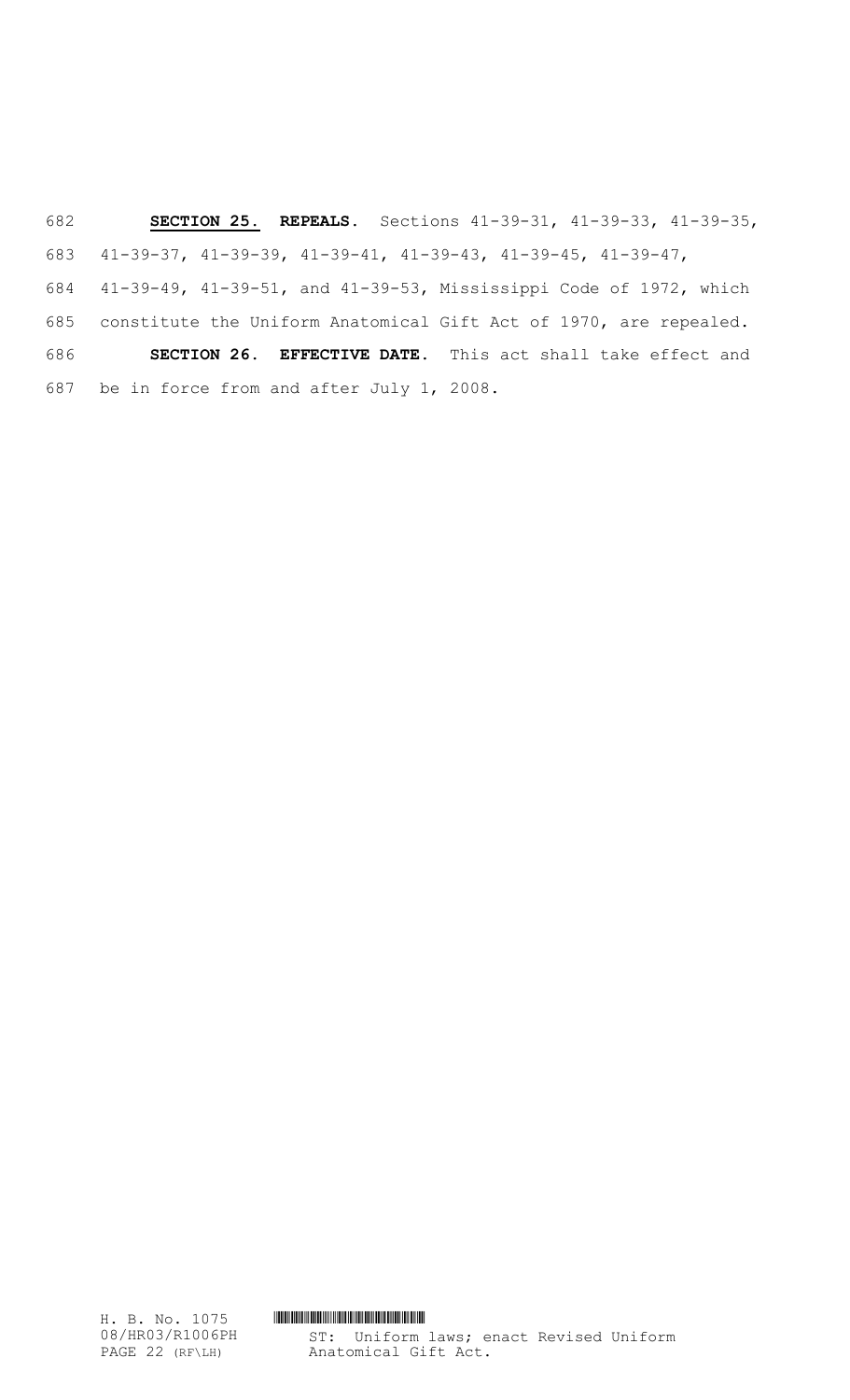**SECTION 25. REPEALS.** Sections 41-39-31, 41-39-33, 41-39-35, 41-39-37, 41-39-39, 41-39-41, 41-39-43, 41-39-45, 41-39-47, 41-39-49, 41-39-51, and 41-39-53, Mississippi Code of 1972, which constitute the Uniform Anatomical Gift Act of 1970, are repealed.

**SECTION 26. EFFECTIVE DATE.** This act shall take effect and be in force from and after July 1, 2008.